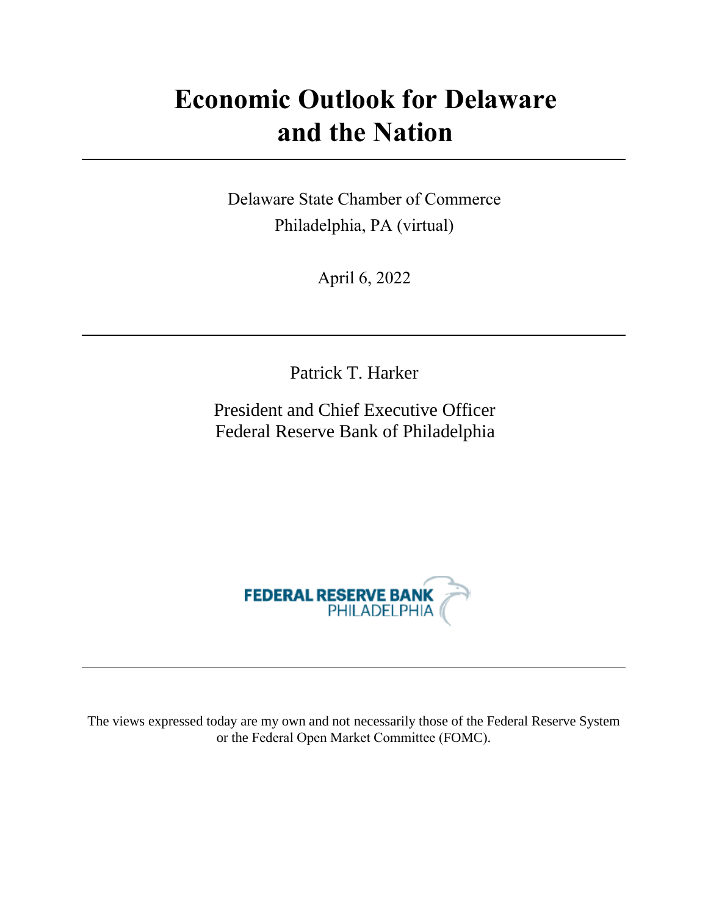# Economic Outlook for Delaware and the Nation

Delaware State Chamber of Commerce
Philadelphia, PA (virtual)

April 6, 2022

Patrick T. Harker

President and Chief Executive Officer
Federal Reserve Bank of Philadelphia

FEDERAL RESERVE BANK
PHILADELPHIA

The views expressed today are my own and not necessarily those of the Federal Reserve System or the Federal Open Market Committee (FOMC).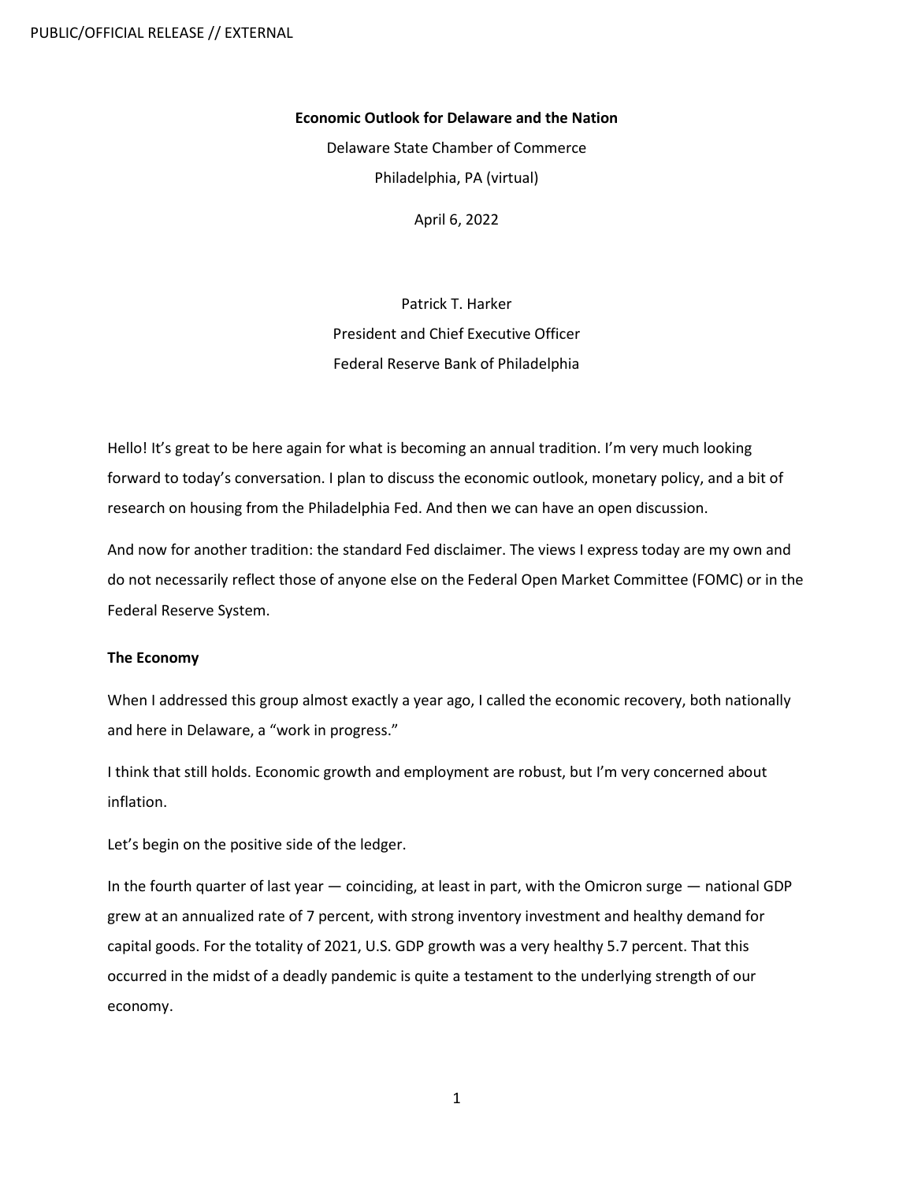**Economic Outlook for Delaware and the Nation**

Delaware State Chamber of Commerce

Philadelphia, PA (virtual)

April 6, 2022

Patrick T. Harker

President and Chief Executive Officer

Federal Reserve Bank of Philadelphia

Hello! It's great to be here again for what is becoming an annual tradition. I'm very much looking forward to today's conversation. I plan to discuss the economic outlook, monetary policy, and a bit of research on housing from the Philadelphia Fed. And then we can have an open discussion.

And now for another tradition: the standard Fed disclaimer. The views I express today are my own and do not necessarily reflect those of anyone else on the Federal Open Market Committee (FOMC) or in the Federal Reserve System.

**The Economy**

When I addressed this group almost exactly a year ago, I called the economic recovery, both nationally and here in Delaware, a "work in progress."

I think that still holds. Economic growth and employment are robust, but I'm very concerned about inflation.

Let's begin on the positive side of the ledger.

In the fourth quarter of last year — coinciding, at least in part, with the Omicron surge — national GDP grew at an annualized rate of 7 percent, with strong inventory investment and healthy demand for capital goods. For the totality of 2021, U.S. GDP growth was a very healthy 5.7 percent. That this occurred in the midst of a deadly pandemic is quite a testament to the underlying strength of our economy.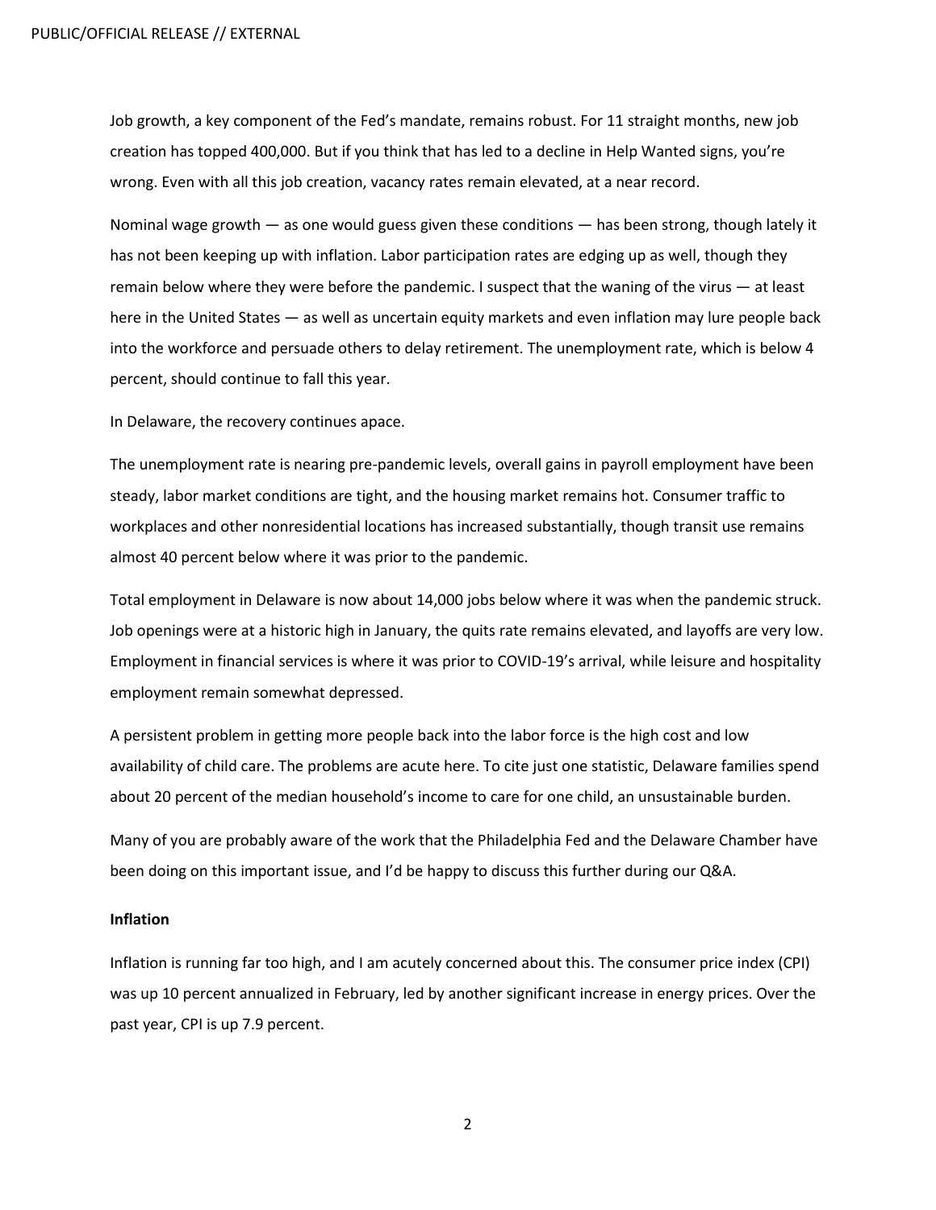Job growth, a key component of the Fed's mandate, remains robust. For 11 straight months, new job creation has topped 400,000. But if you think that has led to a decline in Help Wanted signs, you're wrong. Even with all this job creation, vacancy rates remain elevated, at a near record.

Nominal wage growth — as one would guess given these conditions — has been strong, though lately it has not been keeping up with inflation. Labor participation rates are edging up as well, though they remain below where they were before the pandemic. I suspect that the waning of the virus — at least here in the United States — as well as uncertain equity markets and even inflation may lure people back into the workforce and persuade others to delay retirement. The unemployment rate, which is below 4 percent, should continue to fall this year.

In Delaware, the recovery continues apace.

The unemployment rate is nearing pre-pandemic levels, overall gains in payroll employment have been steady, labor market conditions are tight, and the housing market remains hot. Consumer traffic to workplaces and other nonresidential locations has increased substantially, though transit use remains almost 40 percent below where it was prior to the pandemic.

Total employment in Delaware is now about 14,000 jobs below where it was when the pandemic struck. Job openings were at a historic high in January, the quits rate remains elevated, and layoffs are very low. Employment in financial services is where it was prior to COVID-19's arrival, while leisure and hospitality employment remain somewhat depressed.

A persistent problem in getting more people back into the labor force is the high cost and low availability of child care. The problems are acute here. To cite just one statistic, Delaware families spend about 20 percent of the median household's income to care for one child, an unsustainable burden.

Many of you are probably aware of the work that the Philadelphia Fed and the Delaware Chamber have been doing on this important issue, and I'd be happy to discuss this further during our Q&A.

**Inflation**

Inflation is running far too high, and I am acutely concerned about this. The consumer price index (CPI) was up 10 percent annualized in February, led by another significant increase in energy prices. Over the past year, CPI is up 7.9 percent.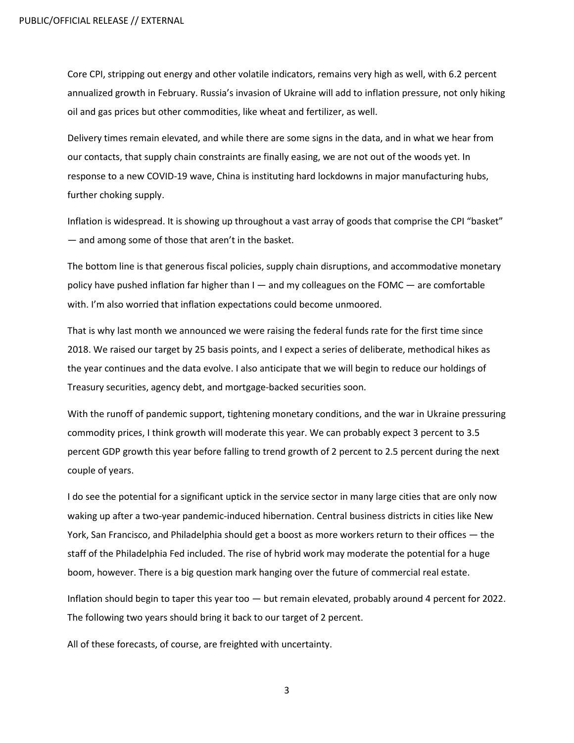Core CPI, stripping out energy and other volatile indicators, remains very high as well, with 6.2 percent annualized growth in February. Russia's invasion of Ukraine will add to inflation pressure, not only hiking oil and gas prices but other commodities, like wheat and fertilizer, as well.

Delivery times remain elevated, and while there are some signs in the data, and in what we hear from our contacts, that supply chain constraints are finally easing, we are not out of the woods yet. In response to a new COVID-19 wave, China is instituting hard lockdowns in major manufacturing hubs, further choking supply.

Inflation is widespread. It is showing up throughout a vast array of goods that comprise the CPI "basket" — and among some of those that aren't in the basket.

The bottom line is that generous fiscal policies, supply chain disruptions, and accommodative monetary policy have pushed inflation far higher than I — and my colleagues on the FOMC — are comfortable with. I'm also worried that inflation expectations could become unmoored.

That is why last month we announced we were raising the federal funds rate for the first time since 2018. We raised our target by 25 basis points, and I expect a series of deliberate, methodical hikes as the year continues and the data evolve. I also anticipate that we will begin to reduce our holdings of Treasury securities, agency debt, and mortgage-backed securities soon.

With the runoff of pandemic support, tightening monetary conditions, and the war in Ukraine pressuring commodity prices, I think growth will moderate this year. We can probably expect 3 percent to 3.5 percent GDP growth this year before falling to trend growth of 2 percent to 2.5 percent during the next couple of years.

I do see the potential for a significant uptick in the service sector in many large cities that are only now waking up after a two-year pandemic-induced hibernation. Central business districts in cities like New York, San Francisco, and Philadelphia should get a boost as more workers return to their offices — the staff of the Philadelphia Fed included. The rise of hybrid work may moderate the potential for a huge boom, however. There is a big question mark hanging over the future of commercial real estate.

Inflation should begin to taper this year too — but remain elevated, probably around 4 percent for 2022. The following two years should bring it back to our target of 2 percent.

All of these forecasts, of course, are freighted with uncertainty.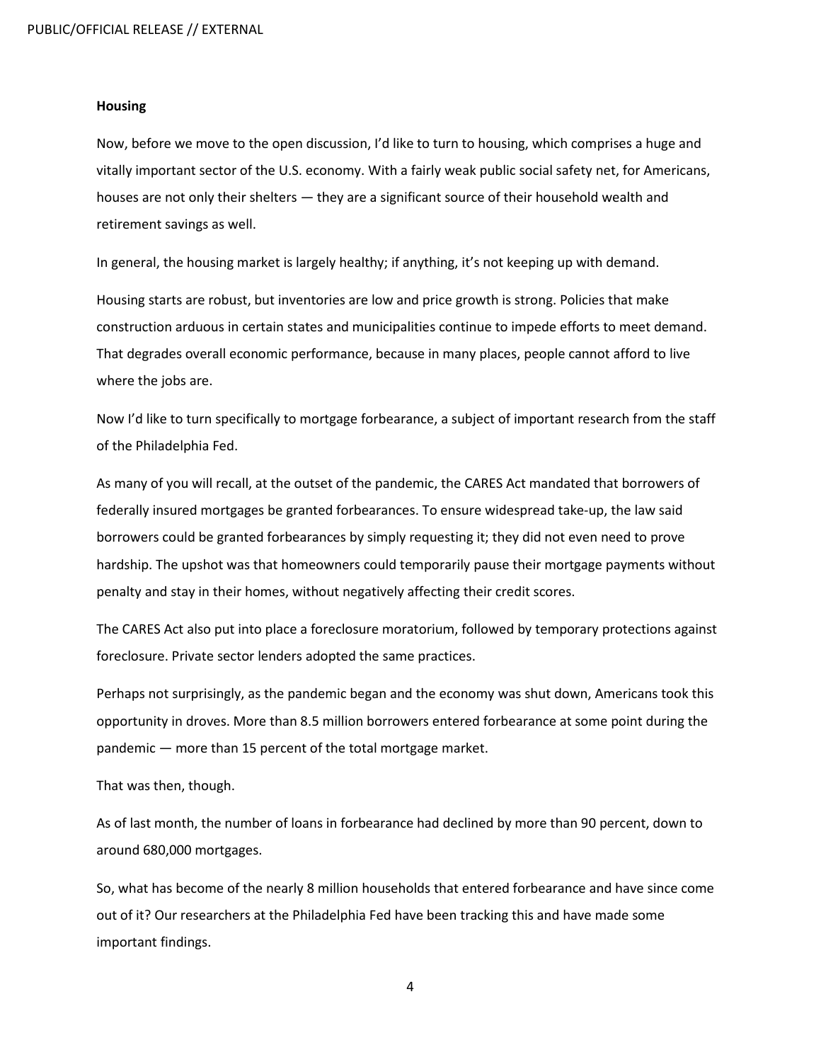## Housing

Now, before we move to the open discussion, I'd like to turn to housing, which comprises a huge and vitally important sector of the U.S. economy. With a fairly weak public social safety net, for Americans, houses are not only their shelters — they are a significant source of their household wealth and retirement savings as well.

In general, the housing market is largely healthy; if anything, it's not keeping up with demand.

Housing starts are robust, but inventories are low and price growth is strong. Policies that make construction arduous in certain states and municipalities continue to impede efforts to meet demand. That degrades overall economic performance, because in many places, people cannot afford to live where the jobs are.

Now I'd like to turn specifically to mortgage forbearance, a subject of important research from the staff of the Philadelphia Fed.

As many of you will recall, at the outset of the pandemic, the CARES Act mandated that borrowers of federally insured mortgages be granted forbearances. To ensure widespread take-up, the law said borrowers could be granted forbearances by simply requesting it; they did not even need to prove hardship. The upshot was that homeowners could temporarily pause their mortgage payments without penalty and stay in their homes, without negatively affecting their credit scores.

The CARES Act also put into place a foreclosure moratorium, followed by temporary protections against foreclosure. Private sector lenders adopted the same practices.

Perhaps not surprisingly, as the pandemic began and the economy was shut down, Americans took this opportunity in droves. More than 8.5 million borrowers entered forbearance at some point during the pandemic — more than 15 percent of the total mortgage market.

That was then, though.

As of last month, the number of loans in forbearance had declined by more than 90 percent, down to around 680,000 mortgages.

So, what has become of the nearly 8 million households that entered forbearance and have since come out of it? Our researchers at the Philadelphia Fed have been tracking this and have made some important findings.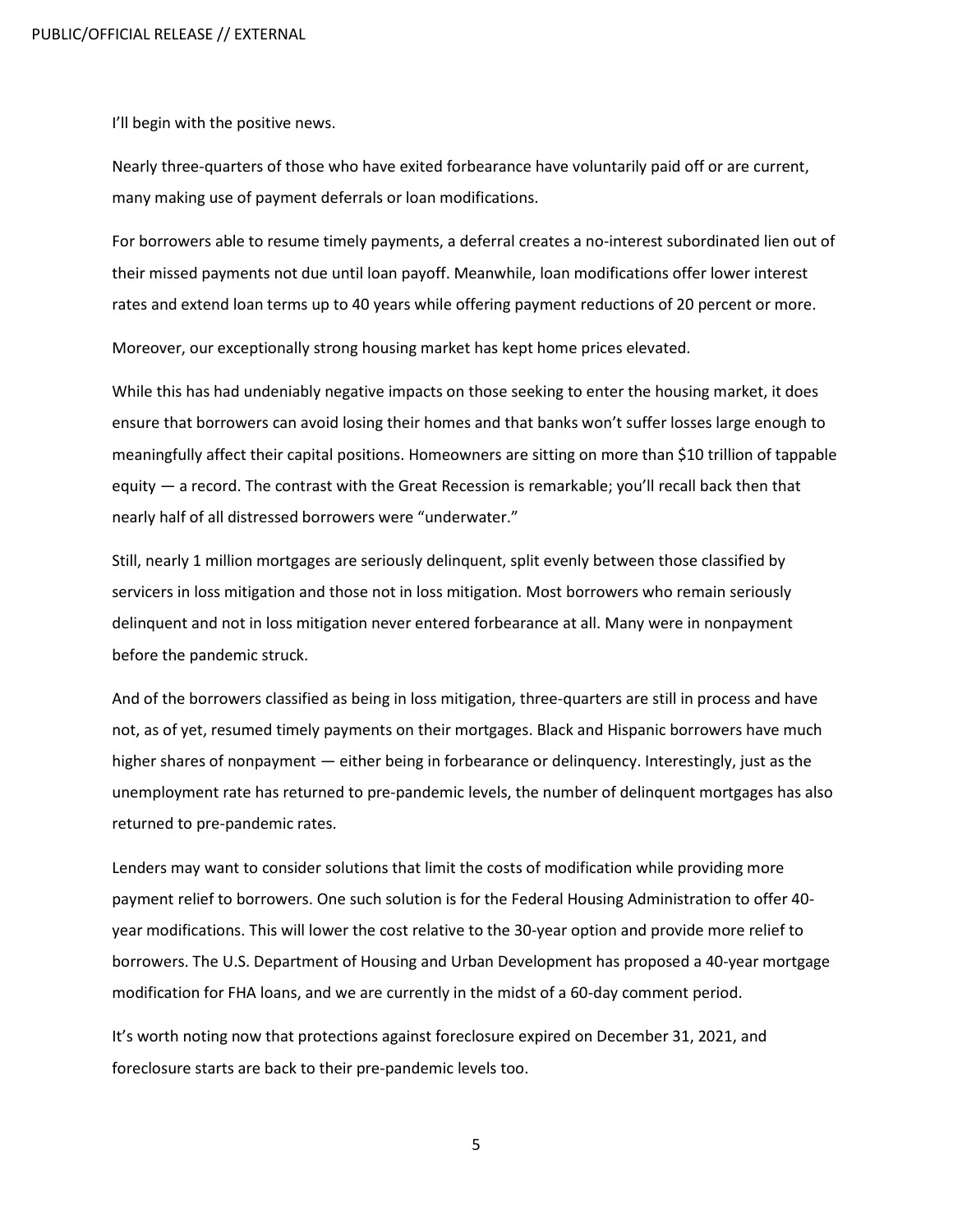I'll begin with the positive news.

Nearly three-quarters of those who have exited forbearance have voluntarily paid off or are current, many making use of payment deferrals or loan modifications.

For borrowers able to resume timely payments, a deferral creates a no-interest subordinated lien out of their missed payments not due until loan payoff. Meanwhile, loan modifications offer lower interest rates and extend loan terms up to 40 years while offering payment reductions of 20 percent or more.

Moreover, our exceptionally strong housing market has kept home prices elevated.

While this has had undeniably negative impacts on those seeking to enter the housing market, it does ensure that borrowers can avoid losing their homes and that banks won't suffer losses large enough to meaningfully affect their capital positions. Homeowners are sitting on more than $10 trillion of tappable equity — a record. The contrast with the Great Recession is remarkable; you'll recall back then that nearly half of all distressed borrowers were "underwater."

Still, nearly 1 million mortgages are seriously delinquent, split evenly between those classified by servicers in loss mitigation and those not in loss mitigation. Most borrowers who remain seriously delinquent and not in loss mitigation never entered forbearance at all. Many were in nonpayment before the pandemic struck.

And of the borrowers classified as being in loss mitigation, three-quarters are still in process and have not, as of yet, resumed timely payments on their mortgages. Black and Hispanic borrowers have much higher shares of nonpayment — either being in forbearance or delinquency. Interestingly, just as the unemployment rate has returned to pre-pandemic levels, the number of delinquent mortgages has also returned to pre-pandemic rates.

Lenders may want to consider solutions that limit the costs of modification while providing more payment relief to borrowers. One such solution is for the Federal Housing Administration to offer 40-year modifications. This will lower the cost relative to the 30-year option and provide more relief to borrowers. The U.S. Department of Housing and Urban Development has proposed a 40-year mortgage modification for FHA loans, and we are currently in the midst of a 60-day comment period.

It's worth noting now that protections against foreclosure expired on December 31, 2021, and foreclosure starts are back to their pre-pandemic levels too.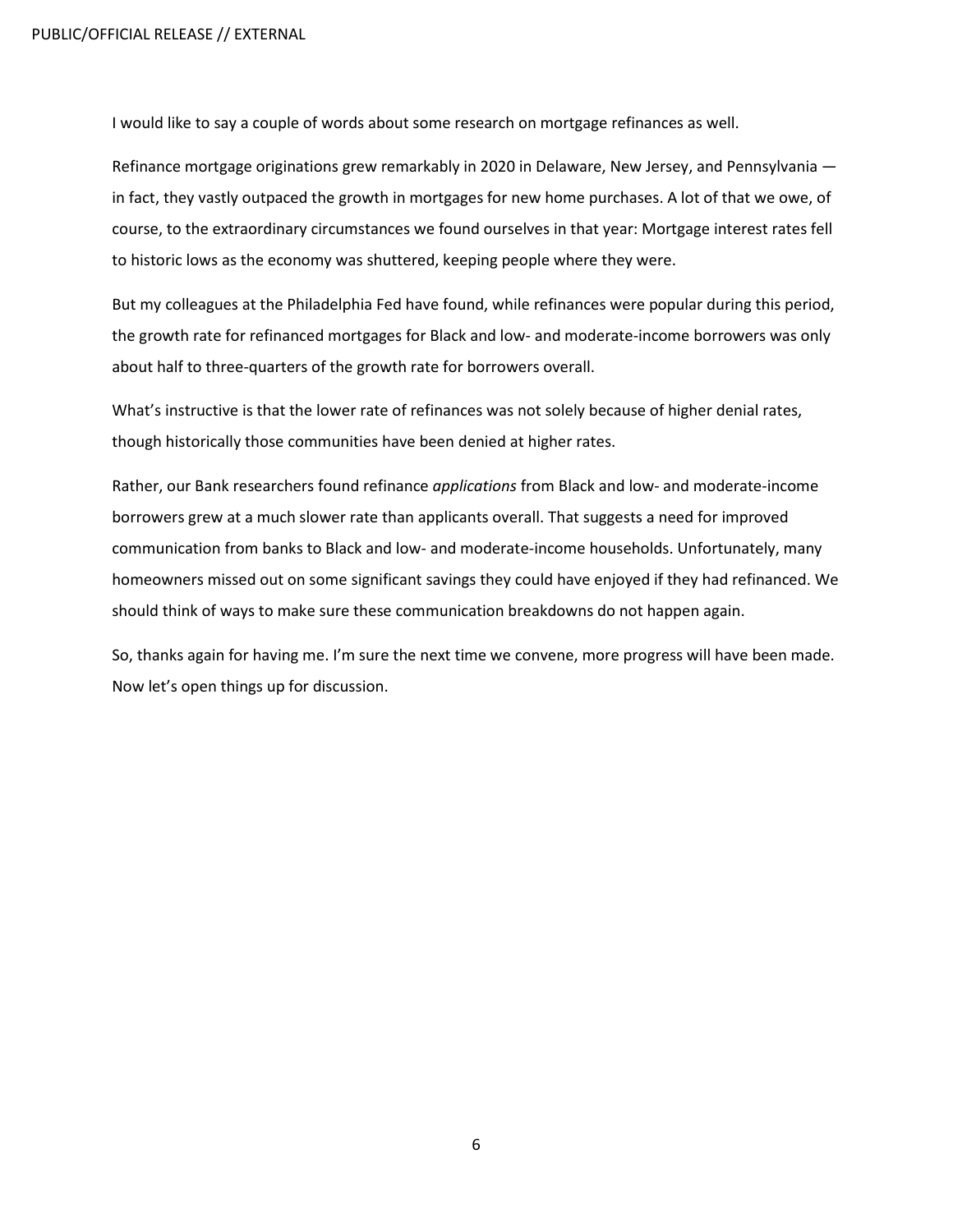I would like to say a couple of words about some research on mortgage refinances as well.

Refinance mortgage originations grew remarkably in 2020 in Delaware, New Jersey, and Pennsylvania — in fact, they vastly outpaced the growth in mortgages for new home purchases. A lot of that we owe, of course, to the extraordinary circumstances we found ourselves in that year: Mortgage interest rates fell to historic lows as the economy was shuttered, keeping people where they were.

But my colleagues at the Philadelphia Fed have found, while refinances were popular during this period, the growth rate for refinanced mortgages for Black and low- and moderate-income borrowers was only about half to three-quarters of the growth rate for borrowers overall.

What's instructive is that the lower rate of refinances was not solely because of higher denial rates, though historically those communities have been denied at higher rates.

Rather, our Bank researchers found refinance *applications* from Black and low- and moderate-income borrowers grew at a much slower rate than applicants overall. That suggests a need for improved communication from banks to Black and low- and moderate-income households. Unfortunately, many homeowners missed out on some significant savings they could have enjoyed if they had refinanced. We should think of ways to make sure these communication breakdowns do not happen again.

So, thanks again for having me. I'm sure the next time we convene, more progress will have been made. Now let's open things up for discussion.